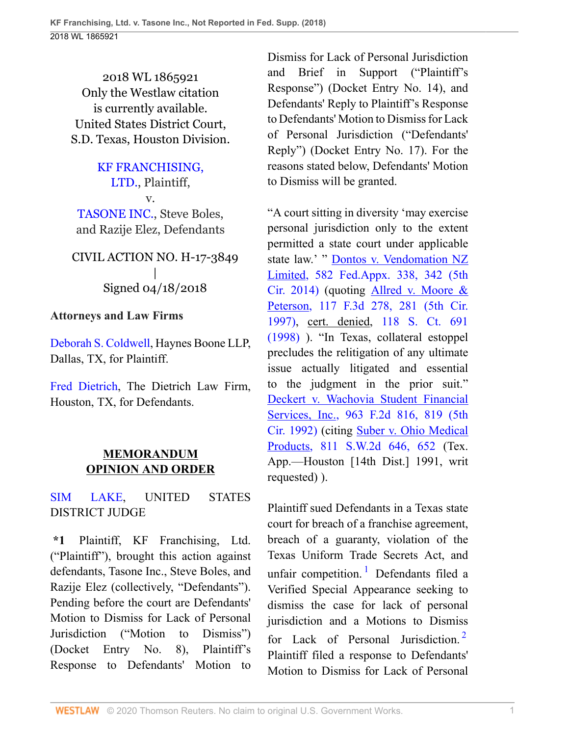2018 WL 1865921
Only the Westlaw citation is currently available.
United States District Court, S.D. Texas, Houston Division.

KF FRANCHISING, LTD., Plaintiff,
v.
TASONE INC., Steve Boles, and Razije Elez, Defendants

CIVIL ACTION NO. H-17-3849
|
Signed 04/18/2018

**Attorneys and Law Firms**

Deborah S. Coldwell, Haynes Boone LLP, Dallas, TX, for Plaintiff.

Fred Dietrich, The Dietrich Law Firm, Houston, TX, for Defendants.

## MEMORANDUM OPINION AND ORDER

SIM LAKE, UNITED STATES DISTRICT JUDGE

**\*1** Plaintiff, KF Franchising, Ltd. ("Plaintiff"), brought this action against defendants, Tasone Inc., Steve Boles, and Razije Elez (collectively, "Defendants"). Pending before the court are Defendants' Motion to Dismiss for Lack of Personal Jurisdiction ("Motion to Dismiss") (Docket Entry No. 8), Plaintiff's Response to Defendants' Motion to Dismiss for Lack of Personal Jurisdiction and Brief in Support ("Plaintiff's Response") (Docket Entry No. 14), and Defendants' Reply to Plaintiff's Response to Defendants' Motion to Dismiss for Lack of Personal Jurisdiction ("Defendants' Reply") (Docket Entry No. 17). For the reasons stated below, Defendants' Motion to Dismiss will be granted.

"A court sitting in diversity 'may exercise personal jurisdiction only to the extent permitted a state court under applicable state law.' " Dontos v. Vendomation NZ Limited, 582 Fed.Appx. 338, 342 (5th Cir. 2014) (quoting Allred v. Moore & Peterson, 117 F.3d 278, 281 (5th Cir. 1997), cert. denied, 118 S. Ct. 691 (1998) ). "In Texas, collateral estoppel precludes the relitigation of any ultimate issue actually litigated and essential to the judgment in the prior suit." Deckert v. Wachovia Student Financial Services, Inc., 963 F.2d 816, 819 (5th Cir. 1992) (citing Suber v. Ohio Medical Products, 811 S.W.2d 646, 652 (Tex. App.—Houston [14th Dist.] 1991, writ requested) ).

Plaintiff sued Defendants in a Texas state court for breach of a franchise agreement, breach of a guaranty, violation of the Texas Uniform Trade Secrets Act, and unfair competition.[1] Defendants filed a Verified Special Appearance seeking to dismiss the case for lack of personal jurisdiction and a Motions to Dismiss for Lack of Personal Jurisdiction.[2] Plaintiff filed a response to Defendants' Motion to Dismiss for Lack of Personal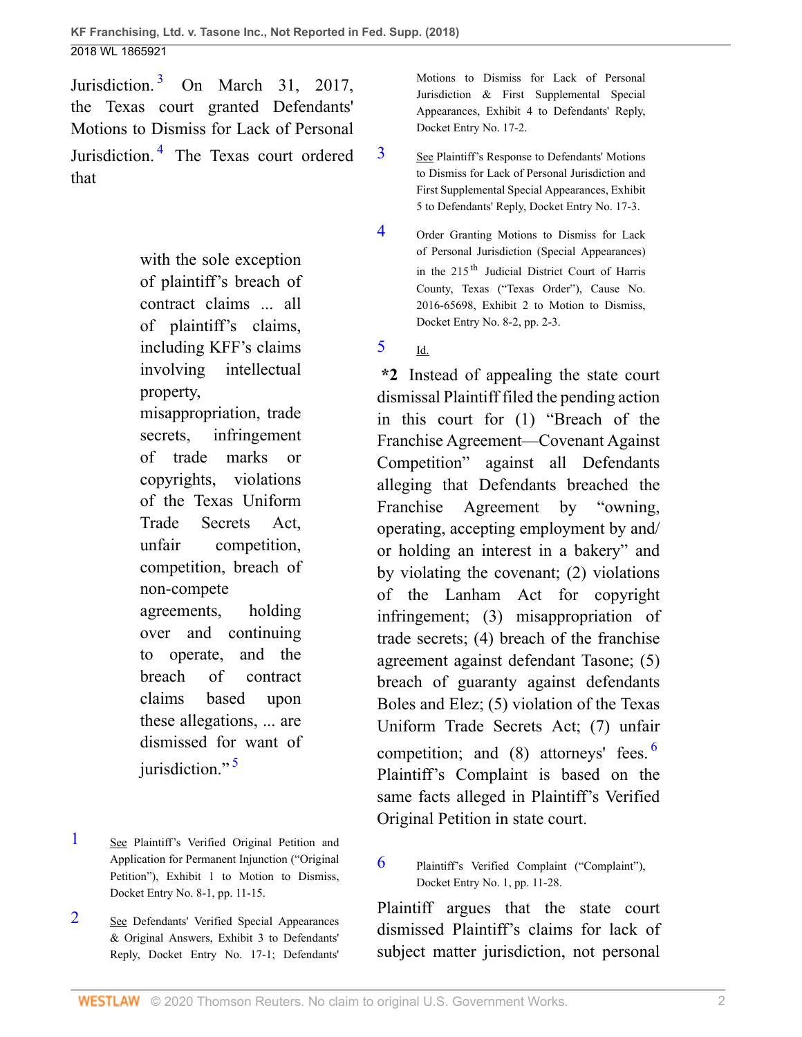Jurisdiction.[3] On March 31, 2017, the Texas court granted Defendants' Motions to Dismiss for Lack of Personal Jurisdiction.[4] The Texas court ordered that

> with the sole exception of plaintiff's breach of contract claims ... all of plaintiff's claims, including KFF's claims involving intellectual property, misappropriation, trade secrets, infringement of trade marks or copyrights, violations of the Texas Uniform Trade Secrets Act, unfair competition, competition, breach of non-compete agreements, holding over and continuing to operate, and the breach of contract claims based upon these allegations, ... are dismissed for want of jurisdiction."[5]

[1] See Plaintiff's Verified Original Petition and Application for Permanent Injunction ("Original Petition"), Exhibit 1 to Motion to Dismiss, Docket Entry No. 8-1, pp. 11-15.

[2] See Defendants' Verified Special Appearances & Original Answers, Exhibit 3 to Defendants' Reply, Docket Entry No. 17-1; Defendants' Motions to Dismiss for Lack of Personal Jurisdiction & First Supplemental Special Appearances, Exhibit 4 to Defendants' Reply, Docket Entry No. 17-2.

[3] See Plaintiff's Response to Defendants' Motions to Dismiss for Lack of Personal Jurisdiction and First Supplemental Special Appearances, Exhibit 5 to Defendants' Reply, Docket Entry No. 17-3.

[4] Order Granting Motions to Dismiss for Lack of Personal Jurisdiction (Special Appearances) in the 215th Judicial District Court of Harris County, Texas ("Texas Order"), Cause No. 2016-65698, Exhibit 2 to Motion to Dismiss, Docket Entry No. 8-2, pp. 2-3.

[5] Id.

**\*2** Instead of appealing the state court dismissal Plaintiff filed the pending action in this court for (1) "Breach of the Franchise Agreement—Covenant Against Competition" against all Defendants alleging that Defendants breached the Franchise Agreement by "owning, operating, accepting employment by and/or holding an interest in a bakery" and by violating the covenant; (2) violations of the Lanham Act for copyright infringement; (3) misappropriation of trade secrets; (4) breach of the franchise agreement against defendant Tasone; (5) breach of guaranty against defendants Boles and Elez; (5) violation of the Texas Uniform Trade Secrets Act; (7) unfair competition; and (8) attorneys' fees.[6] Plaintiff's Complaint is based on the same facts alleged in Plaintiff's Verified Original Petition in state court.

[6] Plaintiff's Verified Complaint ("Complaint"), Docket Entry No. 1, pp. 11-28.

Plaintiff argues that the state court dismissed Plaintiff's claims for lack of subject matter jurisdiction, not personal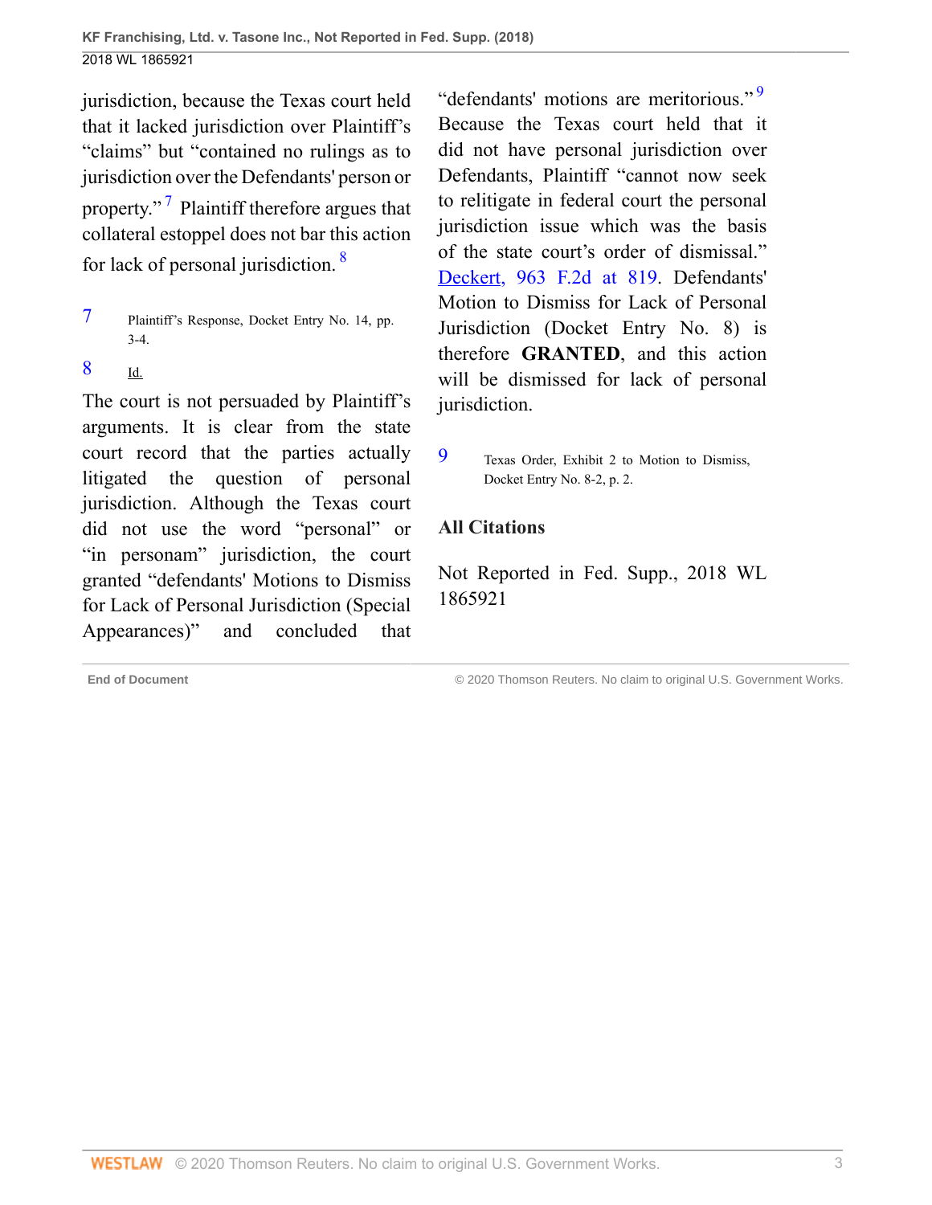jurisdiction, because the Texas court held that it lacked jurisdiction over Plaintiff's "claims" but "contained no rulings as to jurisdiction over the Defendants' person or property."[7] Plaintiff therefore argues that collateral estoppel does not bar this action for lack of personal jurisdiction.[8]

7 Plaintiff's Response, Docket Entry No. 14, pp. 3-4.

8 Id.

The court is not persuaded by Plaintiff's arguments. It is clear from the state court record that the parties actually litigated the question of personal jurisdiction. Although the Texas court did not use the word "personal" or "in personam" jurisdiction, the court granted "defendants' Motions to Dismiss for Lack of Personal Jurisdiction (Special Appearances)" and concluded that "defendants' motions are meritorious."[9] Because the Texas court held that it did not have personal jurisdiction over Defendants, Plaintiff "cannot now seek to relitigate in federal court the personal jurisdiction issue which was the basis of the state court's order of dismissal." Deckert, 963 F.2d at 819. Defendants' Motion to Dismiss for Lack of Personal Jurisdiction (Docket Entry No. 8) is therefore **GRANTED**, and this action will be dismissed for lack of personal jurisdiction.

9 Texas Order, Exhibit 2 to Motion to Dismiss, Docket Entry No. 8-2, p. 2.

## All Citations

Not Reported in Fed. Supp., 2018 WL 1865921